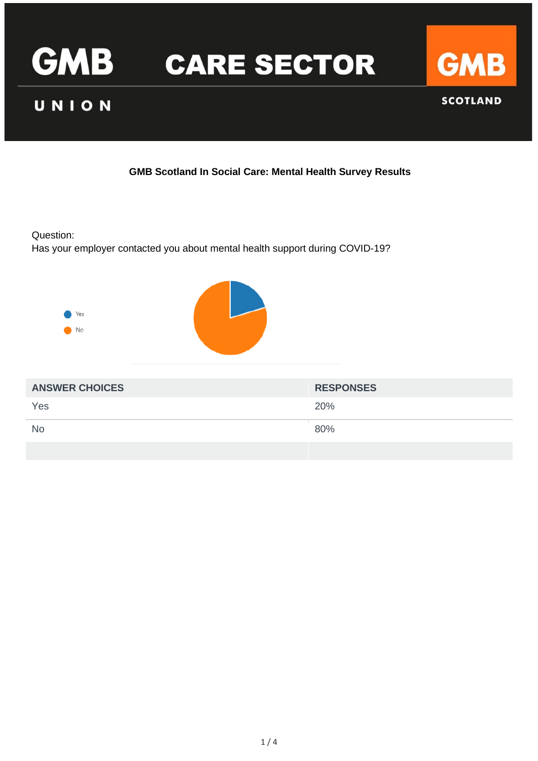GMB CARE SECTOR

GMB UNION

GMB SCOTLAND

**GMB Scotland In Social Care: Mental Health Survey Results**

Question:
Has your employer contacted you about mental health support during COVID-19?

Yes
No

| ANSWER CHOICES | RESPONSES |
|---|---|
| Yes | 20% |
| No | 80% |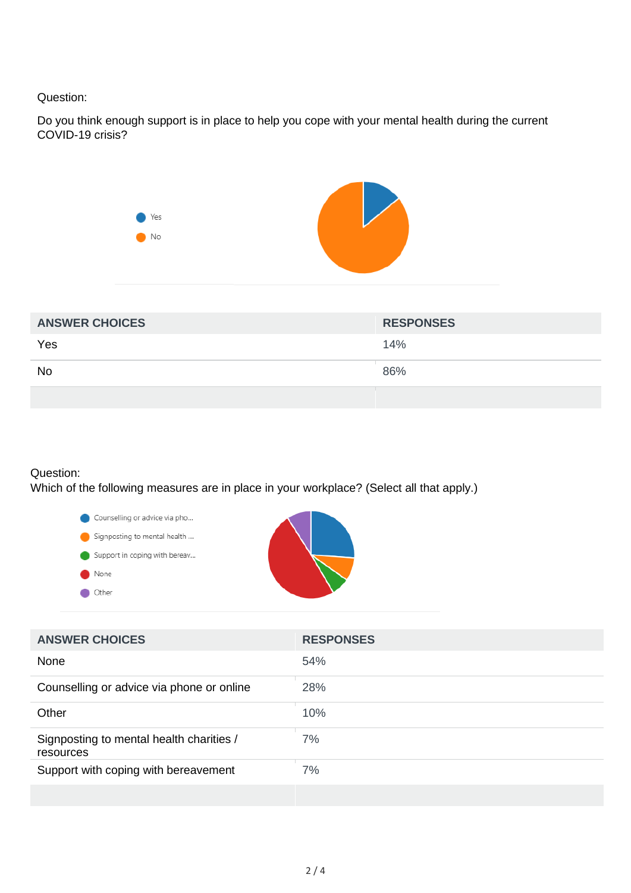Question:

Do you think enough support is in place to help you cope with your mental health during the current COVID-19 crisis?

| ANSWER CHOICES | RESPONSES |
|---|---|
| Yes | 14% |
| No | 86% |

Question:
Which of the following measures are in place in your workplace? (Select all that apply.)

| ANSWER CHOICES | RESPONSES |
|---|---|
| None | 54% |
| Counselling or advice via phone or online | 28% |
| Other | 10% |
| Signposting to mental health charities / resources | 7% |
| Support with coping with bereavement | 7% |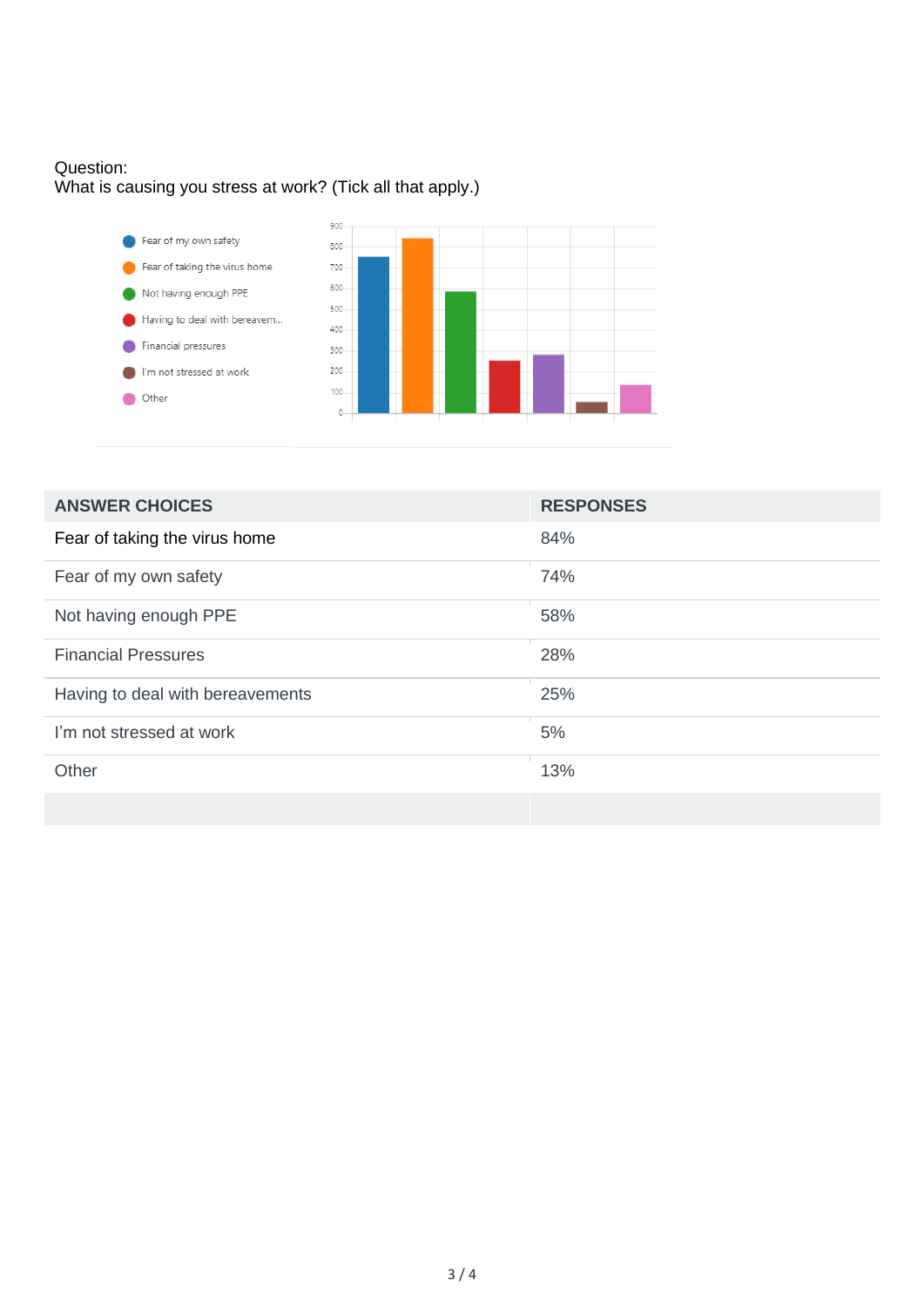Question:
What is causing you stress at work? (Tick all that apply.)

| ANSWER CHOICES | RESPONSES |
|---|---|
| Fear of taking the virus home | 84% |
| Fear of my own safety | 74% |
| Not having enough PPE | 58% |
| Financial Pressures | 28% |
| Having to deal with bereavements | 25% |
| I'm not stressed at work | 5% |
| Other | 13% |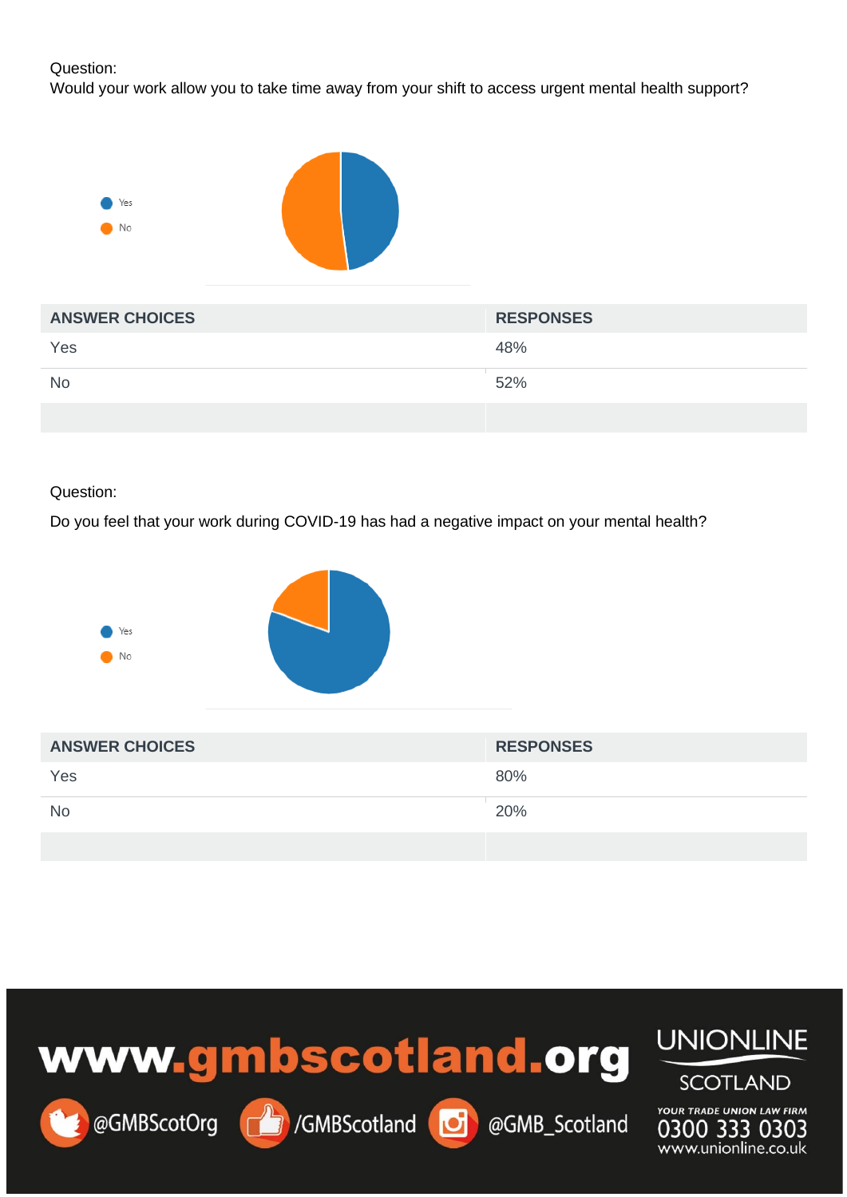Question:
Would your work allow you to take time away from your shift to access urgent mental health support?

Yes
No

| ANSWER CHOICES | RESPONSES |
|---|---|
| Yes | 48% |
| No | 52% |

Question:

Do you feel that your work during COVID-19 has had a negative impact on your mental health?

Yes
No

| ANSWER CHOICES | RESPONSES |
|---|---|
| Yes | 80% |
| No | 20% |

www.gmbscotland.org

@GMBScotOrg /GMBScotland @GMB_Scotland

UNIONLINE SCOTLAND
YOUR TRADE UNION LAW FIRM
0300 333 0303
www.unionline.co.uk